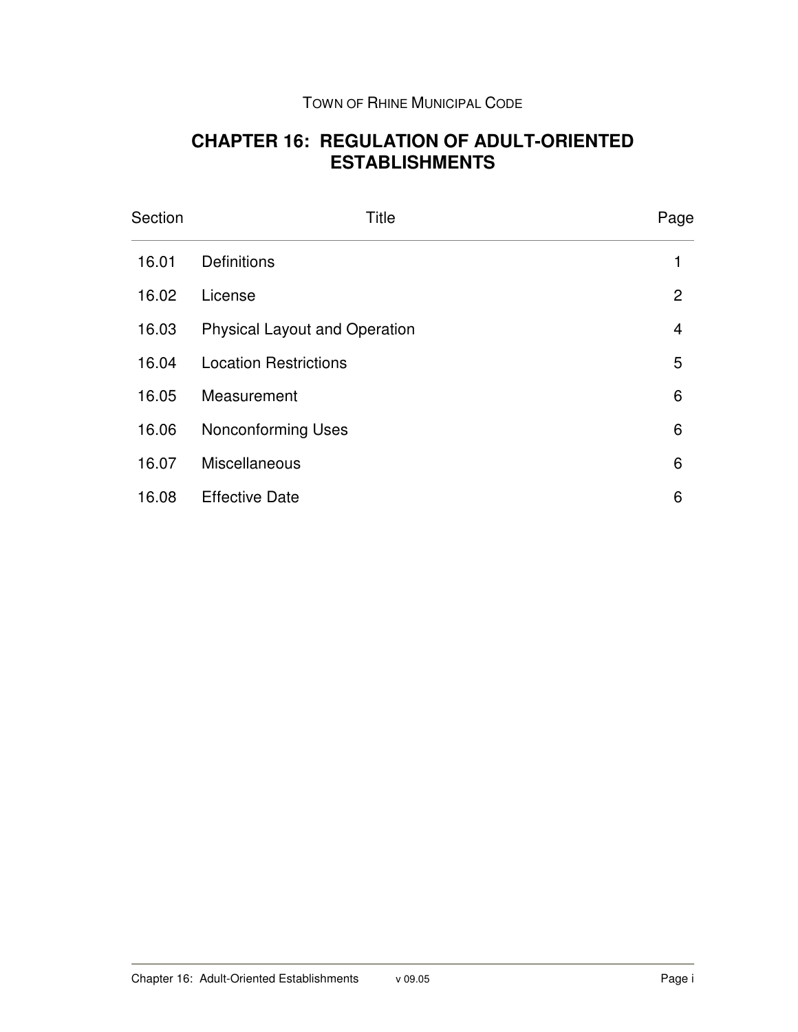TOWN OF RHINE MUNICIPAL CODE

# CHAPTER 16: REGULATION OF ADULT-ORIENTED ESTABLISHMENTS

| Section | Title | Page |
|---|---|---|
| 16.01 | Definitions | 1 |
| 16.02 | License | 2 |
| 16.03 | Physical Layout and Operation | 4 |
| 16.04 | Location Restrictions | 5 |
| 16.05 | Measurement | 6 |
| 16.06 | Nonconforming Uses | 6 |
| 16.07 | Miscellaneous | 6 |
| 16.08 | Effective Date | 6 |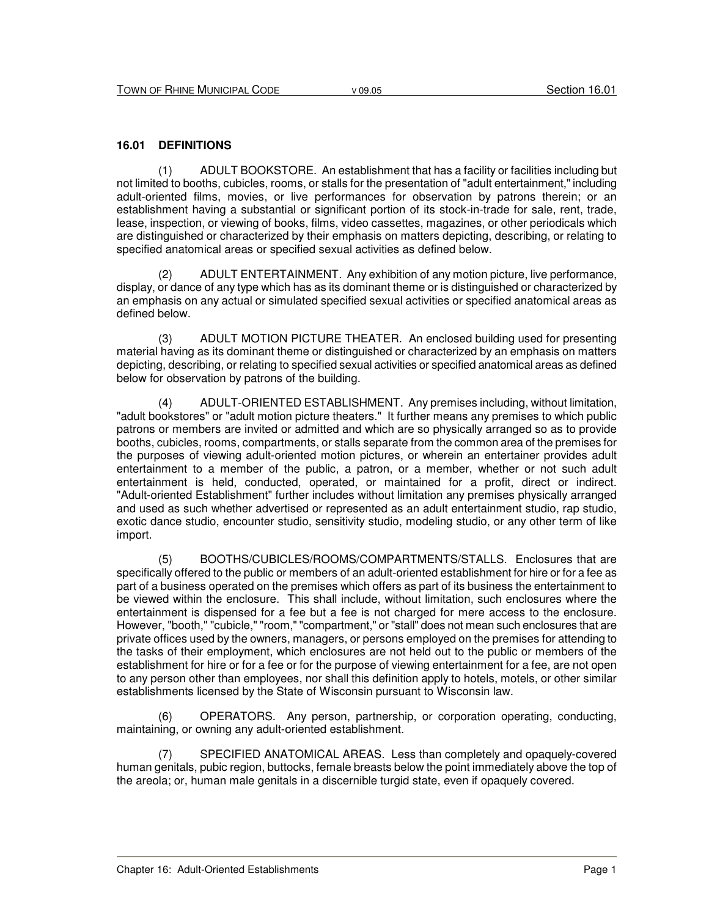## 16.01 DEFINITIONS

(1) ADULT BOOKSTORE. An establishment that has a facility or facilities including but not limited to booths, cubicles, rooms, or stalls for the presentation of "adult entertainment," including adult-oriented films, movies, or live performances for observation by patrons therein; or an establishment having a substantial or significant portion of its stock-in-trade for sale, rent, trade, lease, inspection, or viewing of books, films, video cassettes, magazines, or other periodicals which are distinguished or characterized by their emphasis on matters depicting, describing, or relating to specified anatomical areas or specified sexual activities as defined below.

(2) ADULT ENTERTAINMENT. Any exhibition of any motion picture, live performance, display, or dance of any type which has as its dominant theme or is distinguished or characterized by an emphasis on any actual or simulated specified sexual activities or specified anatomical areas as defined below.

(3) ADULT MOTION PICTURE THEATER. An enclosed building used for presenting material having as its dominant theme or distinguished or characterized by an emphasis on matters depicting, describing, or relating to specified sexual activities or specified anatomical areas as defined below for observation by patrons of the building.

(4) ADULT-ORIENTED ESTABLISHMENT. Any premises including, without limitation, "adult bookstores" or "adult motion picture theaters." It further means any premises to which public patrons or members are invited or admitted and which are so physically arranged so as to provide booths, cubicles, rooms, compartments, or stalls separate from the common area of the premises for the purposes of viewing adult-oriented motion pictures, or wherein an entertainer provides adult entertainment to a member of the public, a patron, or a member, whether or not such adult entertainment is held, conducted, operated, or maintained for a profit, direct or indirect. "Adult-oriented Establishment" further includes without limitation any premises physically arranged and used as such whether advertised or represented as an adult entertainment studio, rap studio, exotic dance studio, encounter studio, sensitivity studio, modeling studio, or any other term of like import.

(5) BOOTHS/CUBICLES/ROOMS/COMPARTMENTS/STALLS. Enclosures that are specifically offered to the public or members of an adult-oriented establishment for hire or for a fee as part of a business operated on the premises which offers as part of its business the entertainment to be viewed within the enclosure. This shall include, without limitation, such enclosures where the entertainment is dispensed for a fee but a fee is not charged for mere access to the enclosure. However, "booth," "cubicle," "room," "compartment," or "stall" does not mean such enclosures that are private offices used by the owners, managers, or persons employed on the premises for attending to the tasks of their employment, which enclosures are not held out to the public or members of the establishment for hire or for a fee or for the purpose of viewing entertainment for a fee, are not open to any person other than employees, nor shall this definition apply to hotels, motels, or other similar establishments licensed by the State of Wisconsin pursuant to Wisconsin law.

(6) OPERATORS. Any person, partnership, or corporation operating, conducting, maintaining, or owning any adult-oriented establishment.

(7) SPECIFIED ANATOMICAL AREAS. Less than completely and opaquely-covered human genitals, pubic region, buttocks, female breasts below the point immediately above the top of the areola; or, human male genitals in a discernible turgid state, even if opaquely covered.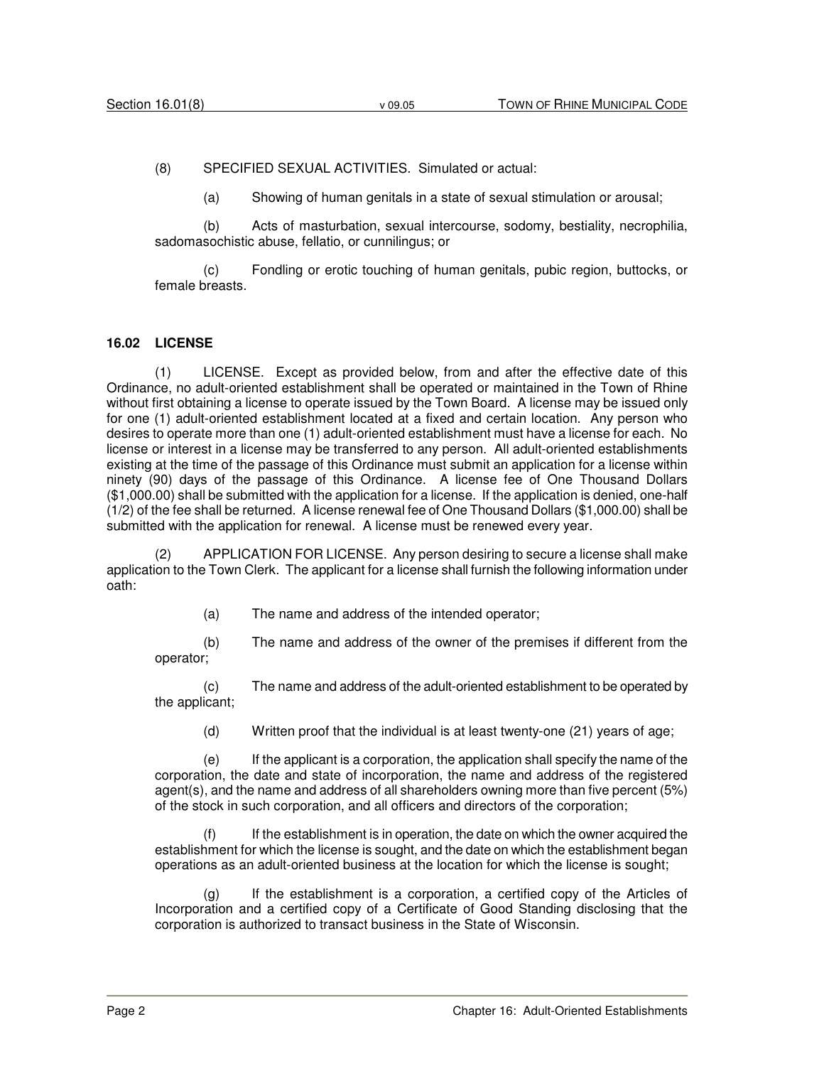(8) SPECIFIED SEXUAL ACTIVITIES. Simulated or actual:

(a) Showing of human genitals in a state of sexual stimulation or arousal;

(b) Acts of masturbation, sexual intercourse, sodomy, bestiality, necrophilia, sadomasochistic abuse, fellatio, or cunnilingus; or

(c) Fondling or erotic touching of human genitals, pubic region, buttocks, or female breasts.

## 16.02 LICENSE

(1) LICENSE. Except as provided below, from and after the effective date of this Ordinance, no adult-oriented establishment shall be operated or maintained in the Town of Rhine without first obtaining a license to operate issued by the Town Board. A license may be issued only for one (1) adult-oriented establishment located at a fixed and certain location. Any person who desires to operate more than one (1) adult-oriented establishment must have a license for each. No license or interest in a license may be transferred to any person. All adult-oriented establishments existing at the time of the passage of this Ordinance must submit an application for a license within ninety (90) days of the passage of this Ordinance. A license fee of One Thousand Dollars ($1,000.00) shall be submitted with the application for a license. If the application is denied, one-half (1/2) of the fee shall be returned. A license renewal fee of One Thousand Dollars ($1,000.00) shall be submitted with the application for renewal. A license must be renewed every year.

(2) APPLICATION FOR LICENSE. Any person desiring to secure a license shall make application to the Town Clerk. The applicant for a license shall furnish the following information under oath:

(a) The name and address of the intended operator;

(b) The name and address of the owner of the premises if different from the operator;

(c) The name and address of the adult-oriented establishment to be operated by the applicant;

(d) Written proof that the individual is at least twenty-one (21) years of age;

(e) If the applicant is a corporation, the application shall specify the name of the corporation, the date and state of incorporation, the name and address of the registered agent(s), and the name and address of all shareholders owning more than five percent (5%) of the stock in such corporation, and all officers and directors of the corporation;

(f) If the establishment is in operation, the date on which the owner acquired the establishment for which the license is sought, and the date on which the establishment began operations as an adult-oriented business at the location for which the license is sought;

(g) If the establishment is a corporation, a certified copy of the Articles of Incorporation and a certified copy of a Certificate of Good Standing disclosing that the corporation is authorized to transact business in the State of Wisconsin.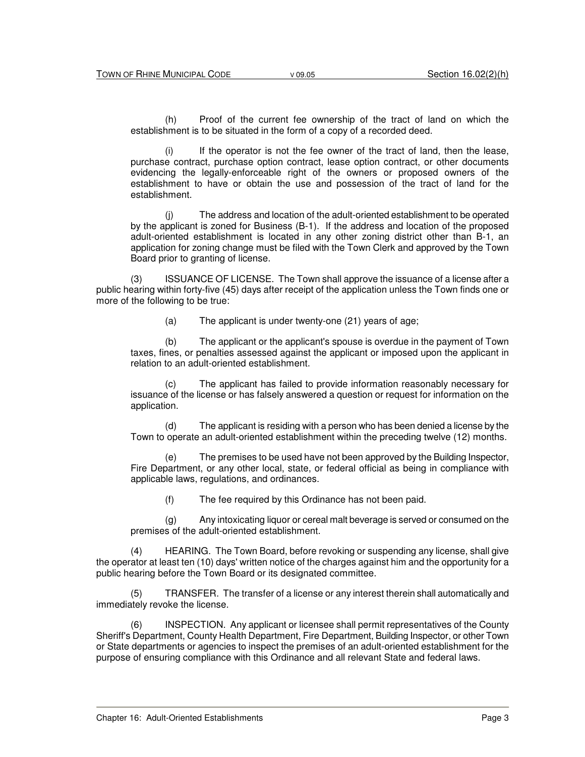(h) Proof of the current fee ownership of the tract of land on which the establishment is to be situated in the form of a copy of a recorded deed.

(i) If the operator is not the fee owner of the tract of land, then the lease, purchase contract, purchase option contract, lease option contract, or other documents evidencing the legally-enforceable right of the owners or proposed owners of the establishment to have or obtain the use and possession of the tract of land for the establishment.

(j) The address and location of the adult-oriented establishment to be operated by the applicant is zoned for Business (B-1). If the address and location of the proposed adult-oriented establishment is located in any other zoning district other than B-1, an application for zoning change must be filed with the Town Clerk and approved by the Town Board prior to granting of license.

(3) ISSUANCE OF LICENSE. The Town shall approve the issuance of a license after a public hearing within forty-five (45) days after receipt of the application unless the Town finds one or more of the following to be true:

(a) The applicant is under twenty-one (21) years of age;

(b) The applicant or the applicant's spouse is overdue in the payment of Town taxes, fines, or penalties assessed against the applicant or imposed upon the applicant in relation to an adult-oriented establishment.

(c) The applicant has failed to provide information reasonably necessary for issuance of the license or has falsely answered a question or request for information on the application.

(d) The applicant is residing with a person who has been denied a license by the Town to operate an adult-oriented establishment within the preceding twelve (12) months.

(e) The premises to be used have not been approved by the Building Inspector, Fire Department, or any other local, state, or federal official as being in compliance with applicable laws, regulations, and ordinances.

(f) The fee required by this Ordinance has not been paid.

(g) Any intoxicating liquor or cereal malt beverage is served or consumed on the premises of the adult-oriented establishment.

(4) HEARING. The Town Board, before revoking or suspending any license, shall give the operator at least ten (10) days' written notice of the charges against him and the opportunity for a public hearing before the Town Board or its designated committee.

(5) TRANSFER. The transfer of a license or any interest therein shall automatically and immediately revoke the license.

(6) INSPECTION. Any applicant or licensee shall permit representatives of the County Sheriff's Department, County Health Department, Fire Department, Building Inspector, or other Town or State departments or agencies to inspect the premises of an adult-oriented establishment for the purpose of ensuring compliance with this Ordinance and all relevant State and federal laws.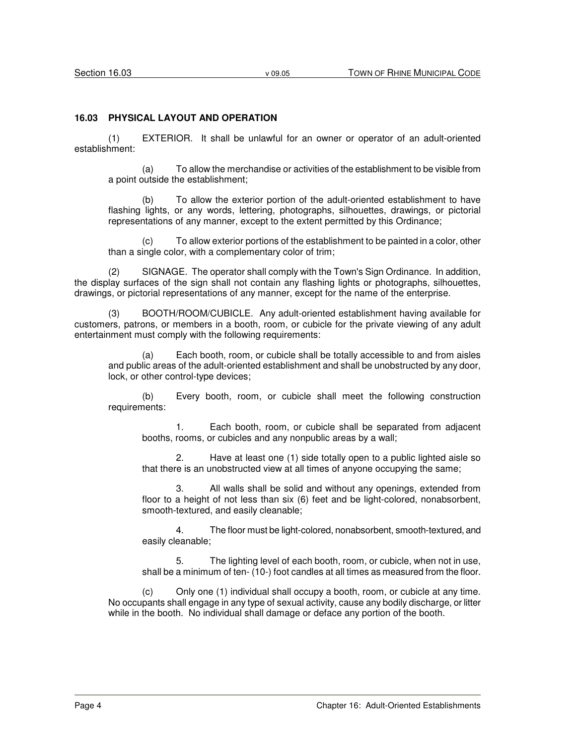## 16.03 PHYSICAL LAYOUT AND OPERATION

(1) EXTERIOR. It shall be unlawful for an owner or operator of an adult-oriented establishment:

(a) To allow the merchandise or activities of the establishment to be visible from a point outside the establishment;

(b) To allow the exterior portion of the adult-oriented establishment to have flashing lights, or any words, lettering, photographs, silhouettes, drawings, or pictorial representations of any manner, except to the extent permitted by this Ordinance;

(c) To allow exterior portions of the establishment to be painted in a color, other than a single color, with a complementary color of trim;

(2) SIGNAGE. The operator shall comply with the Town's Sign Ordinance. In addition, the display surfaces of the sign shall not contain any flashing lights or photographs, silhouettes, drawings, or pictorial representations of any manner, except for the name of the enterprise.

(3) BOOTH/ROOM/CUBICLE. Any adult-oriented establishment having available for customers, patrons, or members in a booth, room, or cubicle for the private viewing of any adult entertainment must comply with the following requirements:

(a) Each booth, room, or cubicle shall be totally accessible to and from aisles and public areas of the adult-oriented establishment and shall be unobstructed by any door, lock, or other control-type devices;

(b) Every booth, room, or cubicle shall meet the following construction requirements:

1. Each booth, room, or cubicle shall be separated from adjacent booths, rooms, or cubicles and any nonpublic areas by a wall;

2. Have at least one (1) side totally open to a public lighted aisle so that there is an unobstructed view at all times of anyone occupying the same;

3. All walls shall be solid and without any openings, extended from floor to a height of not less than six (6) feet and be light-colored, nonabsorbent, smooth-textured, and easily cleanable;

4. The floor must be light-colored, nonabsorbent, smooth-textured, and easily cleanable;

5. The lighting level of each booth, room, or cubicle, when not in use, shall be a minimum of ten- (10-) foot candles at all times as measured from the floor.

(c) Only one (1) individual shall occupy a booth, room, or cubicle at any time. No occupants shall engage in any type of sexual activity, cause any bodily discharge, or litter while in the booth. No individual shall damage or deface any portion of the booth.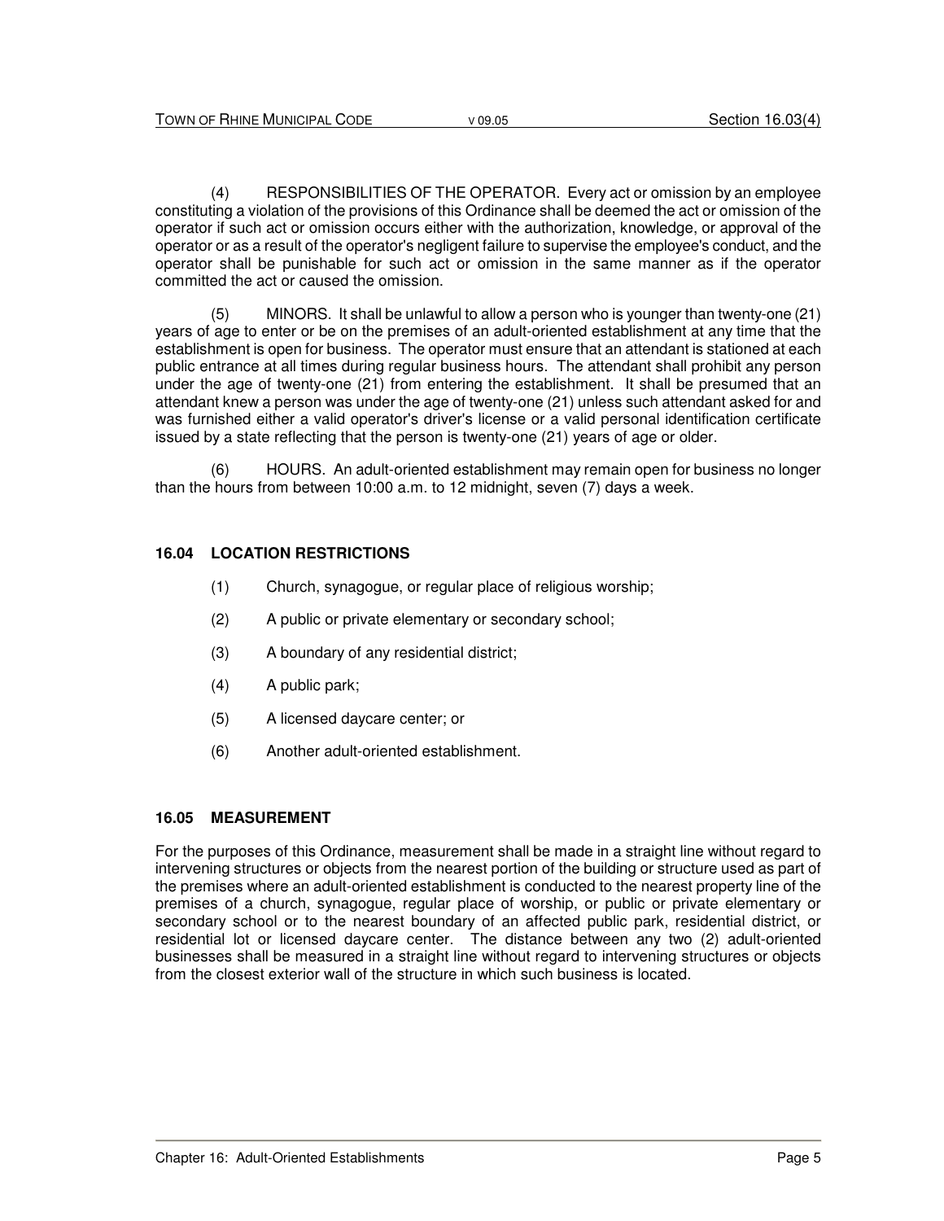(4) RESPONSIBILITIES OF THE OPERATOR. Every act or omission by an employee constituting a violation of the provisions of this Ordinance shall be deemed the act or omission of the operator if such act or omission occurs either with the authorization, knowledge, or approval of the operator or as a result of the operator's negligent failure to supervise the employee's conduct, and the operator shall be punishable for such act or omission in the same manner as if the operator committed the act or caused the omission.

(5) MINORS. It shall be unlawful to allow a person who is younger than twenty-one (21) years of age to enter or be on the premises of an adult-oriented establishment at any time that the establishment is open for business. The operator must ensure that an attendant is stationed at each public entrance at all times during regular business hours. The attendant shall prohibit any person under the age of twenty-one (21) from entering the establishment. It shall be presumed that an attendant knew a person was under the age of twenty-one (21) unless such attendant asked for and was furnished either a valid operator's driver's license or a valid personal identification certificate issued by a state reflecting that the person is twenty-one (21) years of age or older.

(6) HOURS. An adult-oriented establishment may remain open for business no longer than the hours from between 10:00 a.m. to 12 midnight, seven (7) days a week.

### 16.04 LOCATION RESTRICTIONS

(1) Church, synagogue, or regular place of religious worship;

(2) A public or private elementary or secondary school;

(3) A boundary of any residential district;

(4) A public park;

(5) A licensed daycare center; or

(6) Another adult-oriented establishment.

### 16.05 MEASUREMENT

For the purposes of this Ordinance, measurement shall be made in a straight line without regard to intervening structures or objects from the nearest portion of the building or structure used as part of the premises where an adult-oriented establishment is conducted to the nearest property line of the premises of a church, synagogue, regular place of worship, or public or private elementary or secondary school or to the nearest boundary of an affected public park, residential district, or residential lot or licensed daycare center. The distance between any two (2) adult-oriented businesses shall be measured in a straight line without regard to intervening structures or objects from the closest exterior wall of the structure in which such business is located.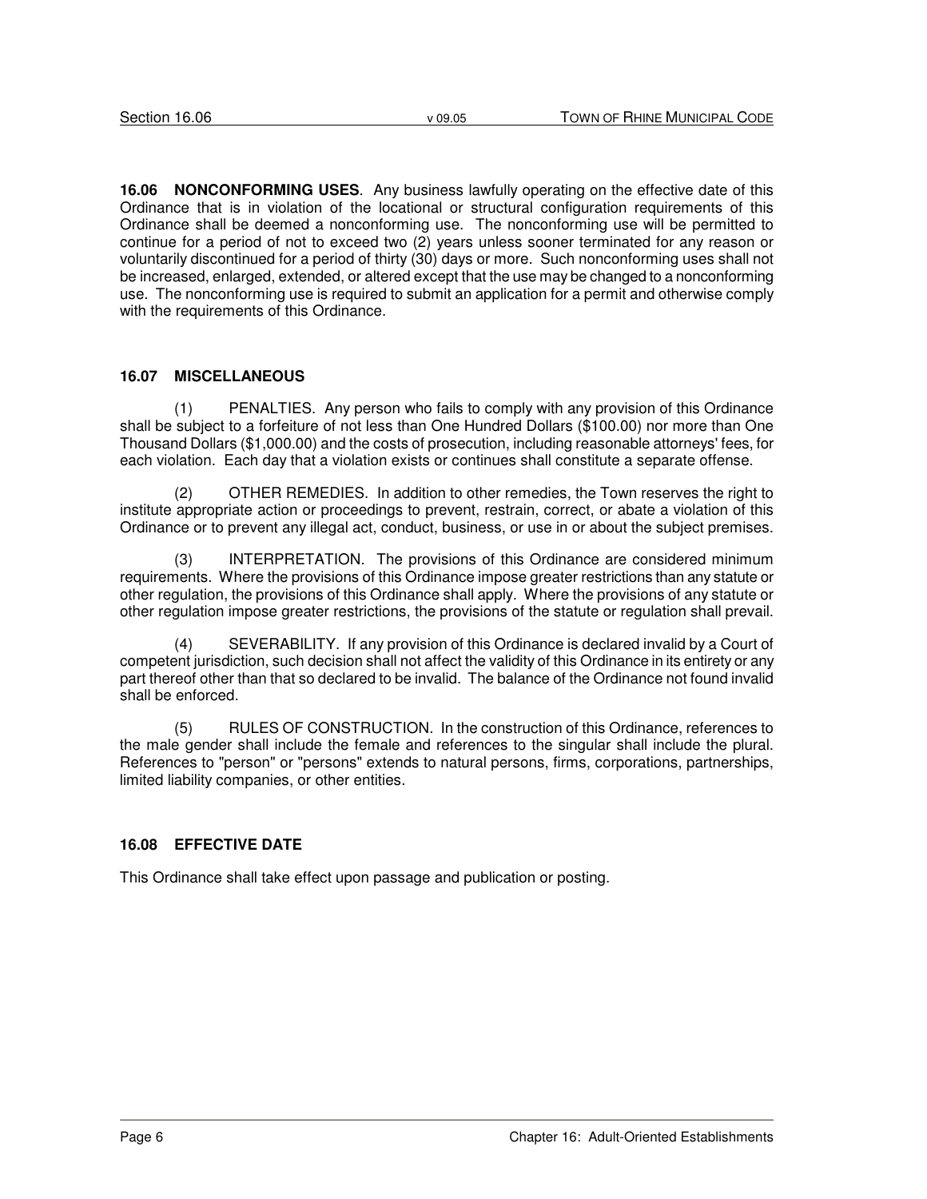**16.06 NONCONFORMING USES**. Any business lawfully operating on the effective date of this Ordinance that is in violation of the locational or structural configuration requirements of this Ordinance shall be deemed a nonconforming use. The nonconforming use will be permitted to continue for a period of not to exceed two (2) years unless sooner terminated for any reason or voluntarily discontinued for a period of thirty (30) days or more. Such nonconforming uses shall not be increased, enlarged, extended, or altered except that the use may be changed to a nonconforming use. The nonconforming use is required to submit an application for a permit and otherwise comply with the requirements of this Ordinance.

**16.07 MISCELLANEOUS**

(1) PENALTIES. Any person who fails to comply with any provision of this Ordinance shall be subject to a forfeiture of not less than One Hundred Dollars ($100.00) nor more than One Thousand Dollars ($1,000.00) and the costs of prosecution, including reasonable attorneys' fees, for each violation. Each day that a violation exists or continues shall constitute a separate offense.

(2) OTHER REMEDIES. In addition to other remedies, the Town reserves the right to institute appropriate action or proceedings to prevent, restrain, correct, or abate a violation of this Ordinance or to prevent any illegal act, conduct, business, or use in or about the subject premises.

(3) INTERPRETATION. The provisions of this Ordinance are considered minimum requirements. Where the provisions of this Ordinance impose greater restrictions than any statute or other regulation, the provisions of this Ordinance shall apply. Where the provisions of any statute or other regulation impose greater restrictions, the provisions of the statute or regulation shall prevail.

(4) SEVERABILITY. If any provision of this Ordinance is declared invalid by a Court of competent jurisdiction, such decision shall not affect the validity of this Ordinance in its entirety or any part thereof other than that so declared to be invalid. The balance of the Ordinance not found invalid shall be enforced.

(5) RULES OF CONSTRUCTION. In the construction of this Ordinance, references to the male gender shall include the female and references to the singular shall include the plural. References to "person" or "persons" extends to natural persons, firms, corporations, partnerships, limited liability companies, or other entities.

**16.08 EFFECTIVE DATE**

This Ordinance shall take effect upon passage and publication or posting.